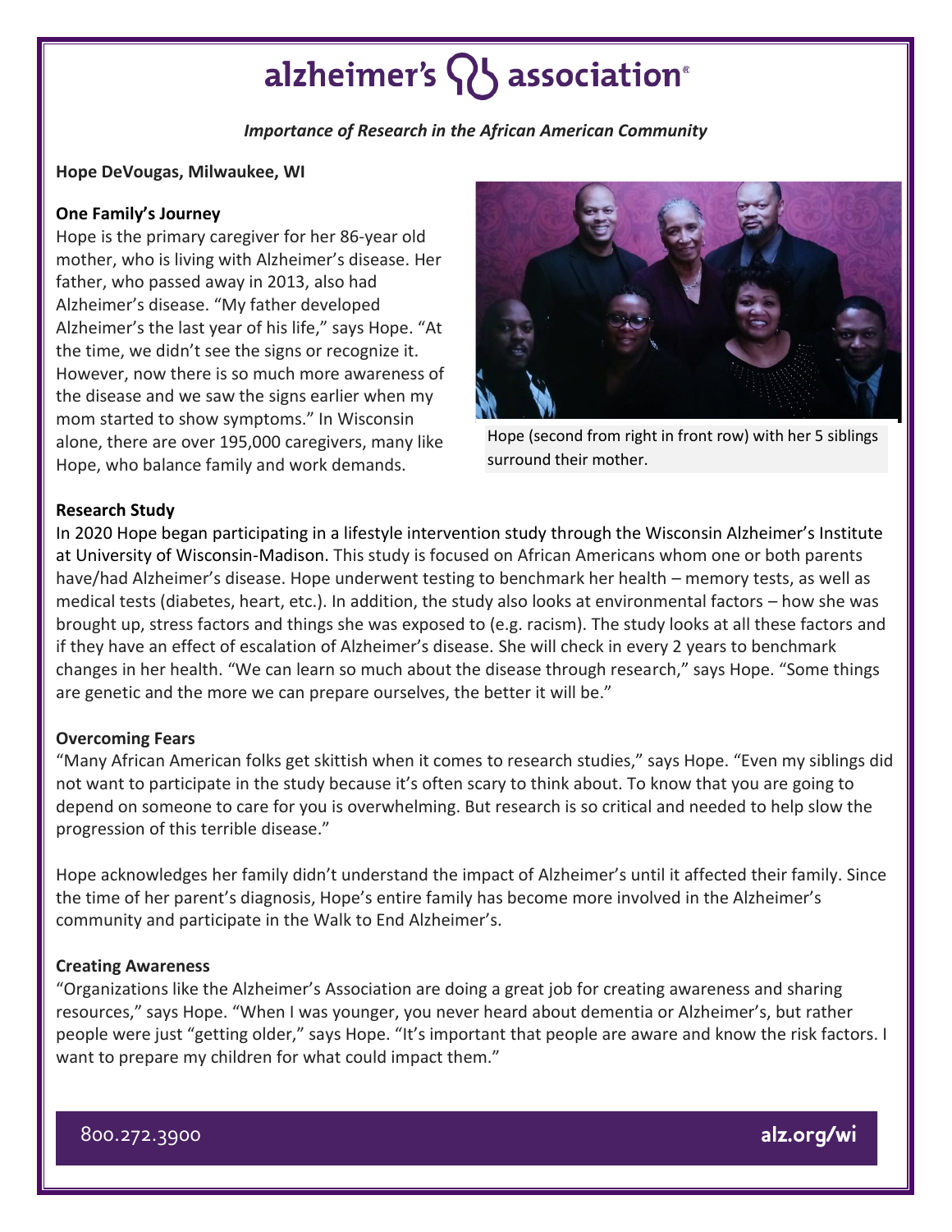# alzheimer's association®

***Importance of Research in the African American Community***

**Hope DeVougas, Milwaukee, WI**

**One Family's Journey**

Hope is the primary caregiver for her 86-year old mother, who is living with Alzheimer's disease. Her father, who passed away in 2013, also had Alzheimer's disease. "My father developed Alzheimer's the last year of his life," says Hope. "At the time, we didn't see the signs or recognize it. However, now there is so much more awareness of the disease and we saw the signs earlier when my mom started to show symptoms." In Wisconsin alone, there are over 195,000 caregivers, many like Hope, who balance family and work demands.

Hope (second from right in front row) with her 5 siblings surround their mother.

**Research Study**

In 2020 Hope began participating in a lifestyle intervention study through the Wisconsin Alzheimer's Institute at University of Wisconsin-Madison. This study is focused on African Americans whom one or both parents have/had Alzheimer's disease. Hope underwent testing to benchmark her health – memory tests, as well as medical tests (diabetes, heart, etc.). In addition, the study also looks at environmental factors – how she was brought up, stress factors and things she was exposed to (e.g. racism). The study looks at all these factors and if they have an effect of escalation of Alzheimer's disease. She will check in every 2 years to benchmark changes in her health. "We can learn so much about the disease through research," says Hope. "Some things are genetic and the more we can prepare ourselves, the better it will be."

**Overcoming Fears**

"Many African American folks get skittish when it comes to research studies," says Hope. "Even my siblings did not want to participate in the study because it's often scary to think about. To know that you are going to depend on someone to care for you is overwhelming. But research is so critical and needed to help slow the progression of this terrible disease."

Hope acknowledges her family didn't understand the impact of Alzheimer's until it affected their family. Since the time of her parent's diagnosis, Hope's entire family has become more involved in the Alzheimer's community and participate in the Walk to End Alzheimer's.

**Creating Awareness**

"Organizations like the Alzheimer's Association are doing a great job for creating awareness and sharing resources," says Hope. "When I was younger, you never heard about dementia or Alzheimer's, but rather people were just "getting older," says Hope. "It's important that people are aware and know the risk factors. I want to prepare my children for what could impact them."

800.272.3900 | alz.org/wi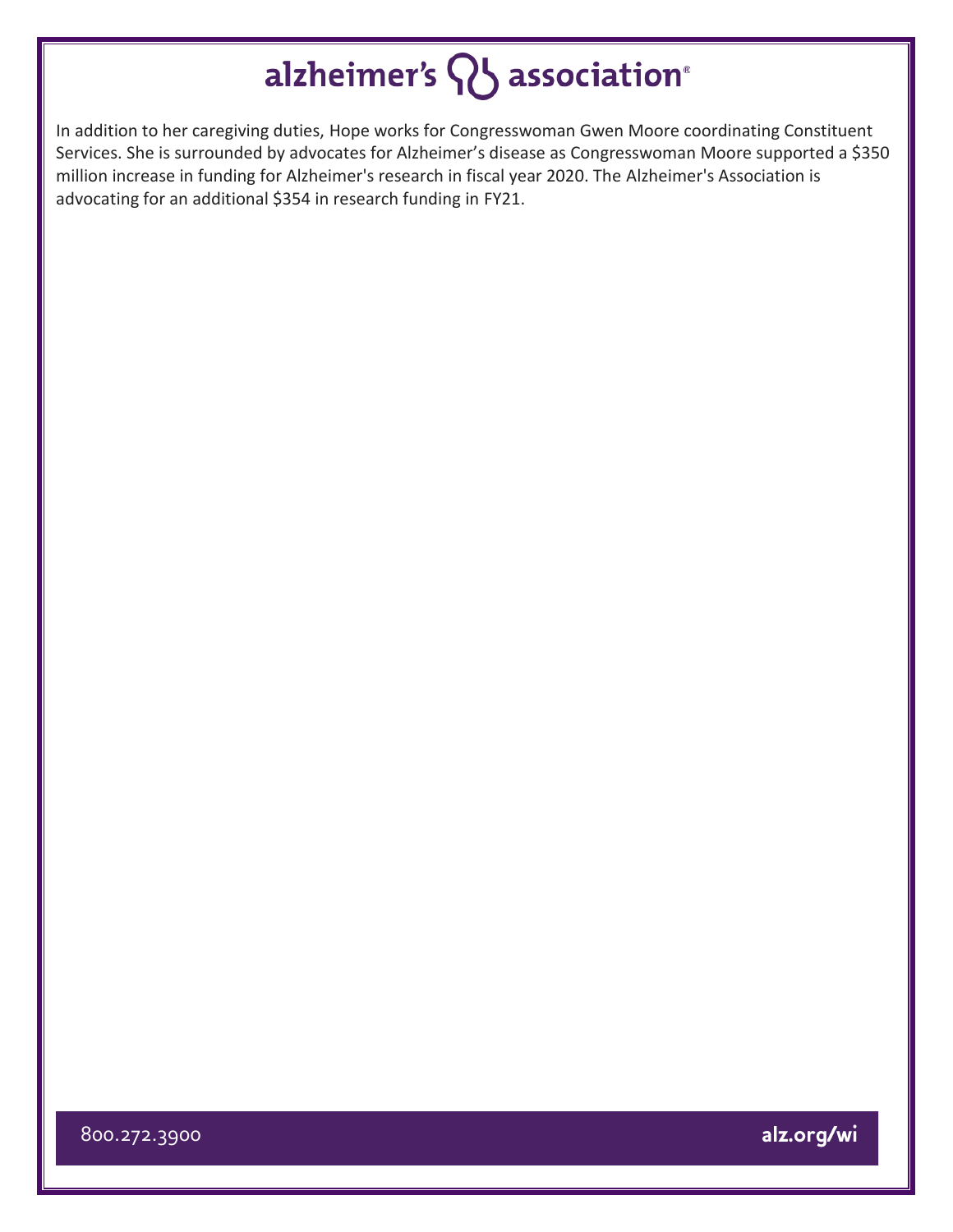In addition to her caregiving duties, Hope works for Congresswoman Gwen Moore coordinating Constituent Services. She is surrounded by advocates for Alzheimer's disease as Congresswoman Moore supported a $350 million increase in funding for Alzheimer's research in fiscal year 2020. The Alzheimer's Association is advocating for an additional $354 in research funding in FY21.